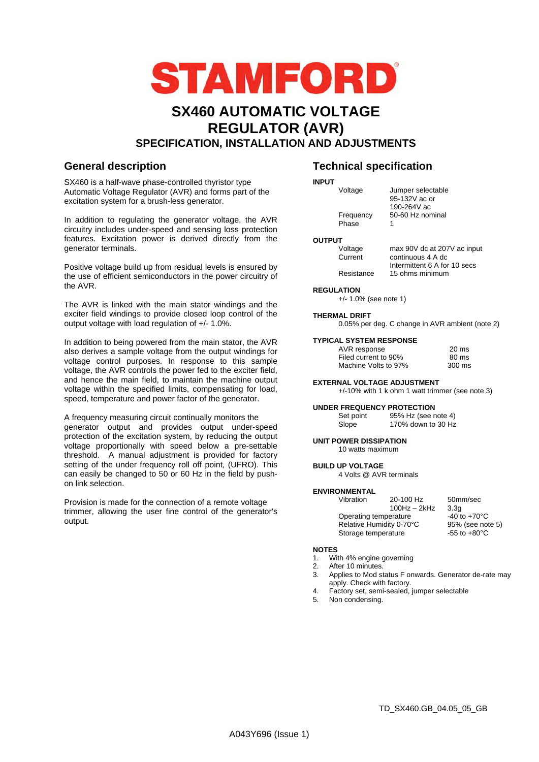# STAMFORD

# SX460 AUTOMATIC VOLTAGE REGULATOR (AVR)

## SPECIFICATION, INSTALLATION AND ADJUSTMENTS

## General description

SX460 is a half-wave phase-controlled thyristor type Automatic Voltage Regulator (AVR) and forms part of the excitation system for a brush-less generator.

In addition to regulating the generator voltage, the AVR circuitry includes under-speed and sensing loss protection features. Excitation power is derived directly from the generator terminals.

Positive voltage build up from residual levels is ensured by the use of efficient semiconductors in the power circuitry of the AVR.

The AVR is linked with the main stator windings and the exciter field windings to provide closed loop control of the output voltage with load regulation of +/- 1.0%.

In addition to being powered from the main stator, the AVR also derives a sample voltage from the output windings for voltage control purposes. In response to this sample voltage, the AVR controls the power fed to the exciter field, and hence the main field, to maintain the machine output voltage within the specified limits, compensating for load, speed, temperature and power factor of the generator.

A frequency measuring circuit continually monitors the generator output and provides output under-speed protection of the excitation system, by reducing the output voltage proportionally with speed below a pre-settable threshold. A manual adjustment is provided for factory setting of the under frequency roll off point, (UFRO). This can easily be changed to 50 or 60 Hz in the field by push-on link selection.

Provision is made for the connection of a remote voltage trimmer, allowing the user fine control of the generator's output.

## Technical specification

**INPUT**

| | |
|---|---|
| Voltage | Jumper selectable 95-132V ac or 190-264V ac |
| Frequency | 50-60 Hz nominal |
| Phase | 1 |

**OUTPUT**

| | |
|---|---|
| Voltage | max 90V dc at 207V ac input |
| Current | continuous 4 A dc<br>Intermittent 6 A for 10 secs |
| Resistance | 15 ohms minimum |

**REGULATION**

+/- 1.0% (see note 1)

**THERMAL DRIFT**

0.05% per deg. C change in AVR ambient (note 2)

**TYPICAL SYSTEM RESPONSE**

| | |
|---|---|
| AVR response | 20 ms |
| Filed current to 90% | 80 ms |
| Machine Volts to 97% | 300 ms |

**EXTERNAL VOLTAGE ADJUSTMENT**

+/-10% with 1 k ohm 1 watt trimmer (see note 3)

**UNDER FREQUENCY PROTECTION**

| | |
|---|---|
| Set point | 95% Hz (see note 4) |
| Slope | 170% down to 30 Hz |

**UNIT POWER DISSIPATION**

10 watts maximum

**BUILD UP VOLTAGE**

4 Volts @ AVR terminals

**ENVIRONMENTAL**

| | | |
|---|---|---|
| Vibration | 20-100 Hz | 50mm/sec |
| | 100Hz – 2kHz | 3.3g |
| Operating temperature | | -40 to +70°C |
| Relative Humidity 0-70°C | | 95% (see note 5) |
| Storage temperature | | -55 to +80°C |

**NOTES**

1. With 4% engine governing
2. After 10 minutes.
3. Applies to Mod status F onwards. Generator de-rate may apply. Check with factory.
4. Factory set, semi-sealed, jumper selectable
5. Non condensing.

TD_SX460.GB_04.05_05_GB

A043Y696 (Issue 1)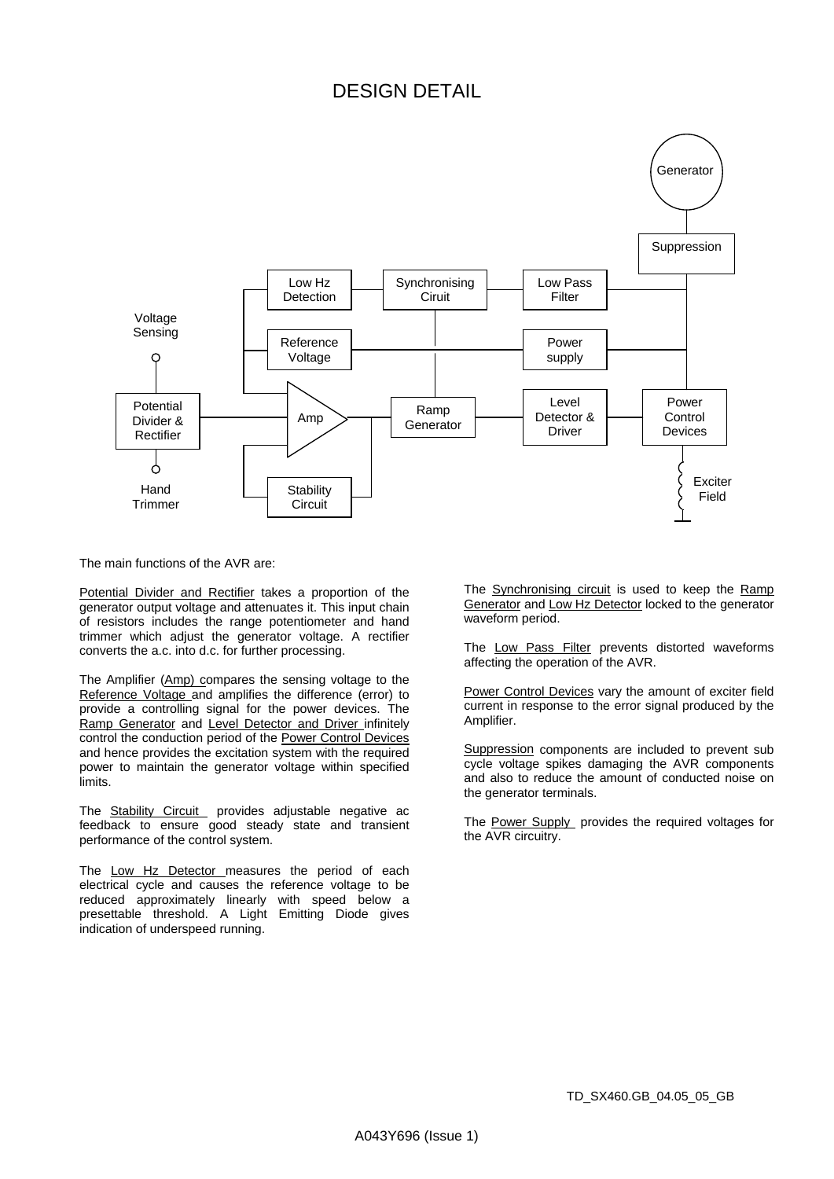# DESIGN DETAIL

Generator

Suppression

Low Hz Detection

Synchronising Ciruit

Low Pass Filter

Voltage Sensing

Reference Voltage

Power supply

Potential Divider & Rectifier

Amp

Ramp Generator

Level Detector & Driver

Power Control Devices

Hand Trimmer

Stability Circuit

Exciter Field

The main functions of the AVR are:

Potential Divider and Rectifier takes a proportion of the generator output voltage and attenuates it. This input chain of resistors includes the range potentiometer and hand trimmer which adjust the generator voltage. A rectifier converts the a.c. into d.c. for further processing.

The Amplifier (Amp) compares the sensing voltage to the Reference Voltage and amplifies the difference (error) to provide a controlling signal for the power devices. The Ramp Generator and Level Detector and Driver infinitely control the conduction period of the Power Control Devices and hence provides the excitation system with the required power to maintain the generator voltage within specified limits.

The Stability Circuit provides adjustable negative ac feedback to ensure good steady state and transient performance of the control system.

The Low Hz Detector measures the period of each electrical cycle and causes the reference voltage to be reduced approximately linearly with speed below a presettable threshold. A Light Emitting Diode gives indication of underspeed running.

The Synchronising circuit is used to keep the Ramp Generator and Low Hz Detector locked to the generator waveform period.

The Low Pass Filter prevents distorted waveforms affecting the operation of the AVR.

Power Control Devices vary the amount of exciter field current in response to the error signal produced by the Amplifier.

Suppression components are included to prevent sub cycle voltage spikes damaging the AVR components and also to reduce the amount of conducted noise on the generator terminals.

The Power Supply provides the required voltages for the AVR circuitry.

TD_SX460.GB_04.05_05_GB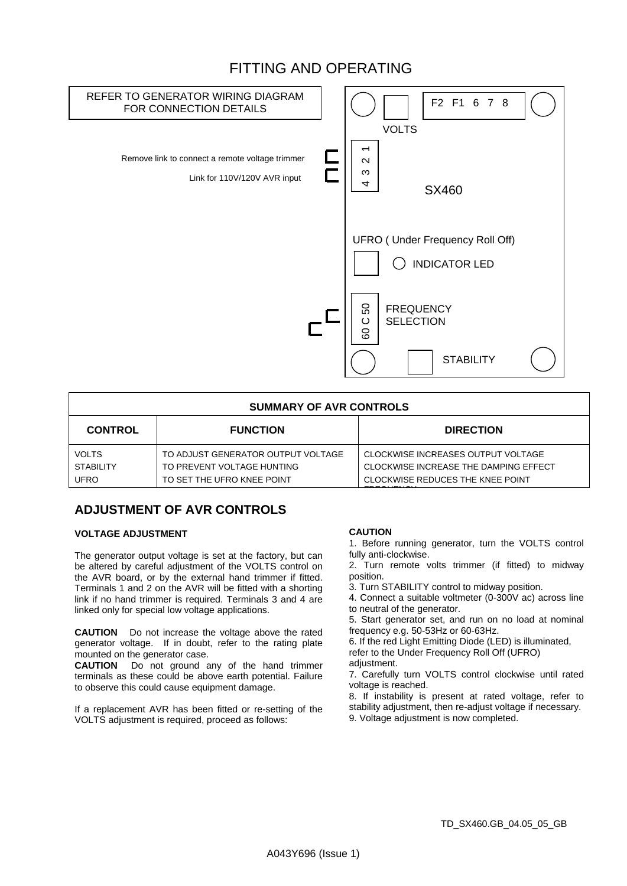# FITTING AND OPERATING

REFER TO GENERATOR WIRING DIAGRAM FOR CONNECTION DETAILS

Remove link to connect a remote voltage trimmer

Link for 110V/120V AVR input

F2 F1 6 7 8

VOLTS

4 3 2 1

SX460

UFRO ( Under Frequency Roll Off)

INDICATOR LED

60 C 50

FREQUENCY SELECTION

STABILITY

| SUMMARY OF AVR CONTROLS | | |
|---|---|---|
| **CONTROL** | **FUNCTION** | **DIRECTION** |
| VOLTS | TO ADJUST GENERATOR OUTPUT VOLTAGE | CLOCKWISE INCREASES OUTPUT VOLTAGE |
| STABILITY | TO PREVENT VOLTAGE HUNTING | CLOCKWISE INCREASE THE DAMPING EFFECT |
| UFRO | TO SET THE UFRO KNEE POINT | CLOCKWISE REDUCES THE KNEE POINT FREQUENCY |

## ADJUSTMENT OF AVR CONTROLS

### VOLTAGE ADJUSTMENT

The generator output voltage is set at the factory, but can be altered by careful adjustment of the VOLTS control on the AVR board, or by the external hand trimmer if fitted. Terminals 1 and 2 on the AVR will be fitted with a shorting link if no hand trimmer is required. Terminals 3 and 4 are linked only for special low voltage applications.

**CAUTION** Do not increase the voltage above the rated generator voltage. If in doubt, refer to the rating plate mounted on the generator case.
**CAUTION** Do not ground any of the hand trimmer terminals as these could be above earth potential. Failure to observe this could cause equipment damage.

If a replacement AVR has been fitted or re-setting of the VOLTS adjustment is required, proceed as follows:

**CAUTION**

1. Before running generator, turn the VOLTS control fully anti-clockwise.
2. Turn remote volts trimmer (if fitted) to midway position.
3. Turn STABILITY control to midway position.
4. Connect a suitable voltmeter (0-300V ac) across line to neutral of the generator.
5. Start generator set, and run on no load at nominal frequency e.g. 50-53Hz or 60-63Hz.
6. If the red Light Emitting Diode (LED) is illuminated, refer to the Under Frequency Roll Off (UFRO) adjustment.
7. Carefully turn VOLTS control clockwise until rated voltage is reached.
8. If instability is present at rated voltage, refer to stability adjustment, then re-adjust voltage if necessary.
9. Voltage adjustment is now completed.

TD_SX460.GB_04.05_05_GB

A043Y696 (Issue 1)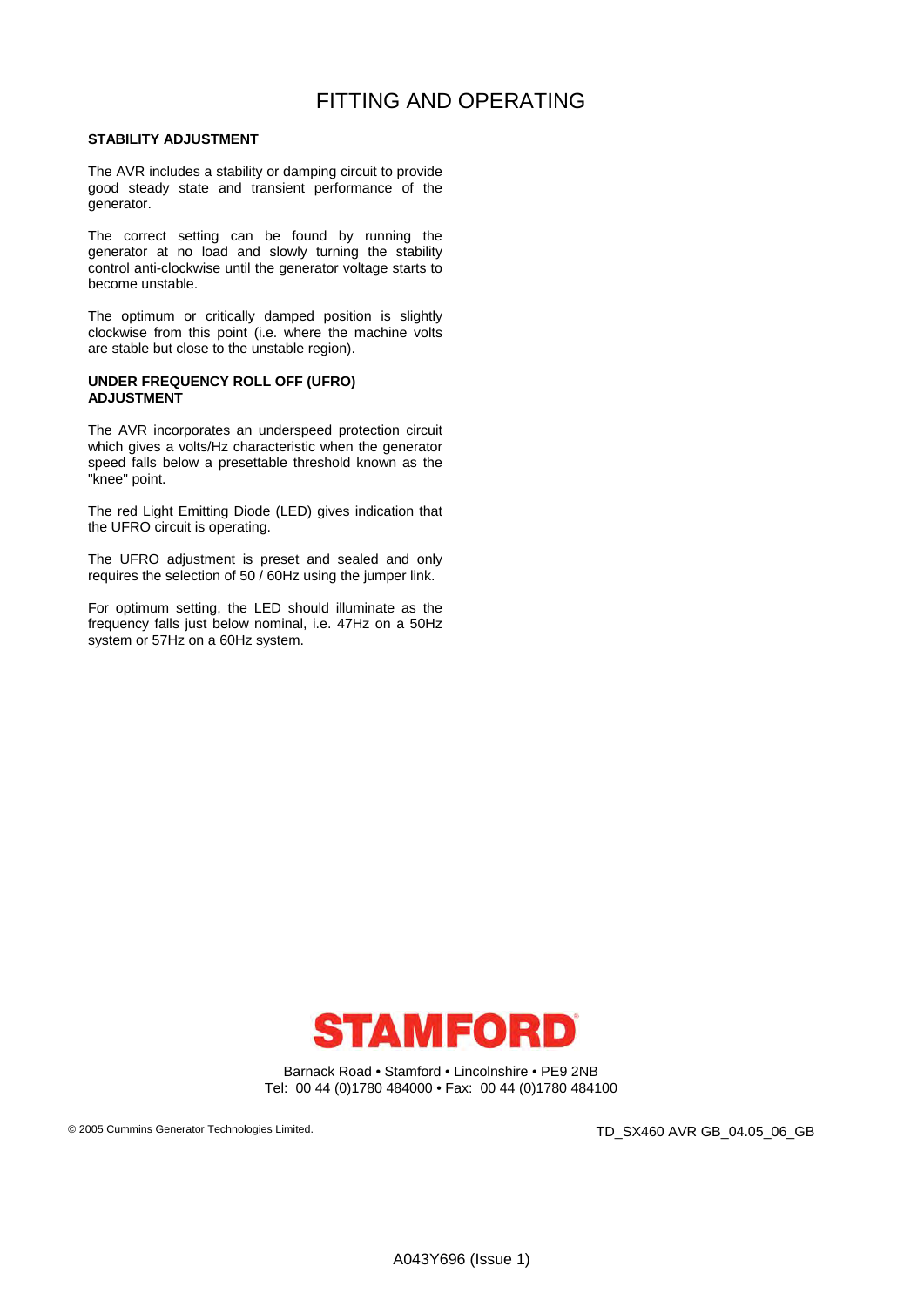# FITTING AND OPERATING

**STABILITY ADJUSTMENT**

The AVR includes a stability or damping circuit to provide good steady state and transient performance of the generator.

The correct setting can be found by running the generator at no load and slowly turning the stability control anti-clockwise until the generator voltage starts to become unstable.

The optimum or critically damped position is slightly clockwise from this point (i.e. where the machine volts are stable but close to the unstable region).

**UNDER FREQUENCY ROLL OFF (UFRO) ADJUSTMENT**

The AVR incorporates an underspeed protection circuit which gives a volts/Hz characteristic when the generator speed falls below a presettable threshold known as the "knee" point.

The red Light Emitting Diode (LED) gives indication that the UFRO circuit is operating.

The UFRO adjustment is preset and sealed and only requires the selection of 50 / 60Hz using the jumper link.

For optimum setting, the LED should illuminate as the frequency falls just below nominal, i.e. 47Hz on a 50Hz system or 57Hz on a 60Hz system.

STAMFORD

Barnack Road • Stamford • Lincolnshire • PE9 2NB
Tel: 00 44 (0)1780 484000 • Fax: 00 44 (0)1780 484100

© 2005 Cummins Generator Technologies Limited.

TD_SX460 AVR GB_04.05_06_GB

A043Y696 (Issue 1)